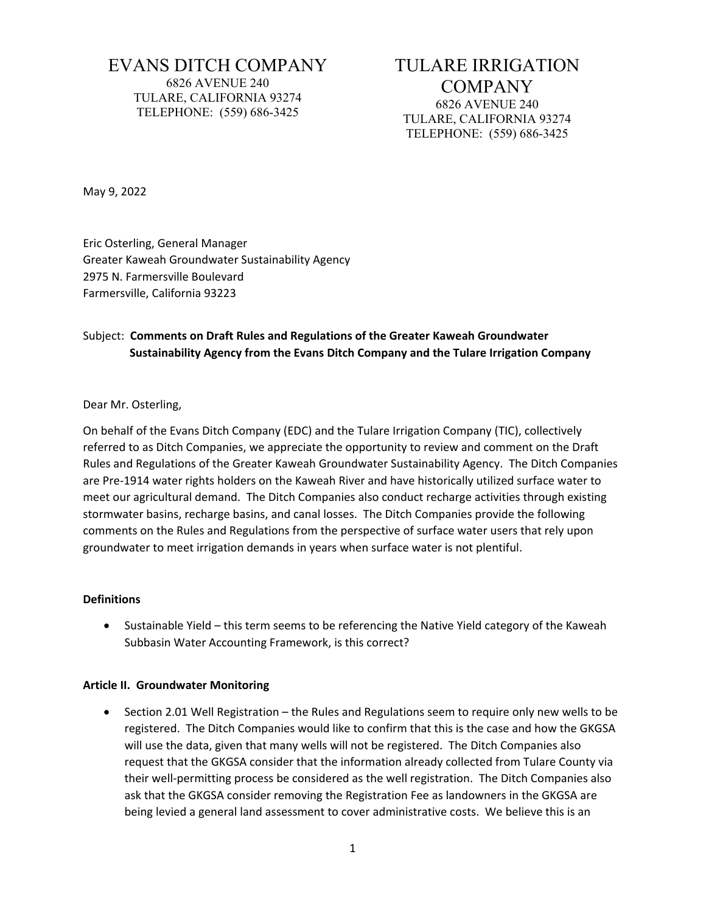EVANS DITCH COMPANY
6826 AVENUE 240
TULARE, CALIFORNIA 93274
TELEPHONE: (559) 686-3425

TULARE IRRIGATION COMPANY
6826 AVENUE 240
TULARE, CALIFORNIA 93274
TELEPHONE: (559) 686-3425

May 9, 2022

Eric Osterling, General Manager
Greater Kaweah Groundwater Sustainability Agency
2975 N. Farmersville Boulevard
Farmersville, California 93223

Subject: **Comments on Draft Rules and Regulations of the Greater Kaweah Groundwater Sustainability Agency from the Evans Ditch Company and the Tulare Irrigation Company**

Dear Mr. Osterling,

On behalf of the Evans Ditch Company (EDC) and the Tulare Irrigation Company (TIC), collectively referred to as Ditch Companies, we appreciate the opportunity to review and comment on the Draft Rules and Regulations of the Greater Kaweah Groundwater Sustainability Agency. The Ditch Companies are Pre-1914 water rights holders on the Kaweah River and have historically utilized surface water to meet our agricultural demand. The Ditch Companies also conduct recharge activities through existing stormwater basins, recharge basins, and canal losses. The Ditch Companies provide the following comments on the Rules and Regulations from the perspective of surface water users that rely upon groundwater to meet irrigation demands in years when surface water is not plentiful.

**Definitions**

- Sustainable Yield – this term seems to be referencing the Native Yield category of the Kaweah Subbasin Water Accounting Framework, is this correct?

**Article II. Groundwater Monitoring**

- Section 2.01 Well Registration – the Rules and Regulations seem to require only new wells to be registered. The Ditch Companies would like to confirm that this is the case and how the GKGSA will use the data, given that many wells will not be registered. The Ditch Companies also request that the GKGSA consider that the information already collected from Tulare County via their well-permitting process be considered as the well registration. The Ditch Companies also ask that the GKGSA consider removing the Registration Fee as landowners in the GKGSA are being levied a general land assessment to cover administrative costs. We believe this is an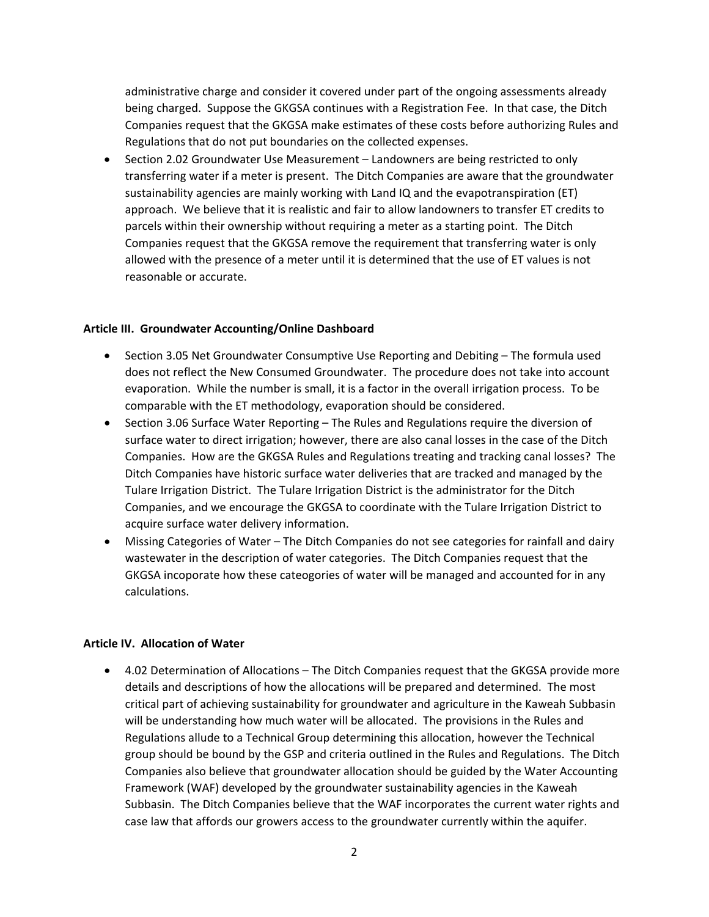administrative charge and consider it covered under part of the ongoing assessments already being charged. Suppose the GKGSA continues with a Registration Fee. In that case, the Ditch Companies request that the GKGSA make estimates of these costs before authorizing Rules and Regulations that do not put boundaries on the collected expenses.

- Section 2.02 Groundwater Use Measurement – Landowners are being restricted to only transferring water if a meter is present. The Ditch Companies are aware that the groundwater sustainability agencies are mainly working with Land IQ and the evapotranspiration (ET) approach. We believe that it is realistic and fair to allow landowners to transfer ET credits to parcels within their ownership without requiring a meter as a starting point. The Ditch Companies request that the GKGSA remove the requirement that transferring water is only allowed with the presence of a meter until it is determined that the use of ET values is not reasonable or accurate.

**Article III. Groundwater Accounting/Online Dashboard**

- Section 3.05 Net Groundwater Consumptive Use Reporting and Debiting – The formula used does not reflect the New Consumed Groundwater. The procedure does not take into account evaporation. While the number is small, it is a factor in the overall irrigation process. To be comparable with the ET methodology, evaporation should be considered.
- Section 3.06 Surface Water Reporting – The Rules and Regulations require the diversion of surface water to direct irrigation; however, there are also canal losses in the case of the Ditch Companies. How are the GKGSA Rules and Regulations treating and tracking canal losses? The Ditch Companies have historic surface water deliveries that are tracked and managed by the Tulare Irrigation District. The Tulare Irrigation District is the administrator for the Ditch Companies, and we encourage the GKGSA to coordinate with the Tulare Irrigation District to acquire surface water delivery information.
- Missing Categories of Water – The Ditch Companies do not see categories for rainfall and dairy wastewater in the description of water categories. The Ditch Companies request that the GKGSA incoporate how these cateogories of water will be managed and accounted for in any calculations.

**Article IV. Allocation of Water**

- 4.02 Determination of Allocations – The Ditch Companies request that the GKGSA provide more details and descriptions of how the allocations will be prepared and determined. The most critical part of achieving sustainability for groundwater and agriculture in the Kaweah Subbasin will be understanding how much water will be allocated. The provisions in the Rules and Regulations allude to a Technical Group determining this allocation, however the Technical group should be bound by the GSP and criteria outlined in the Rules and Regulations. The Ditch Companies also believe that groundwater allocation should be guided by the Water Accounting Framework (WAF) developed by the groundwater sustainability agencies in the Kaweah Subbasin. The Ditch Companies believe that the WAF incorporates the current water rights and case law that affords our growers access to the groundwater currently within the aquifer.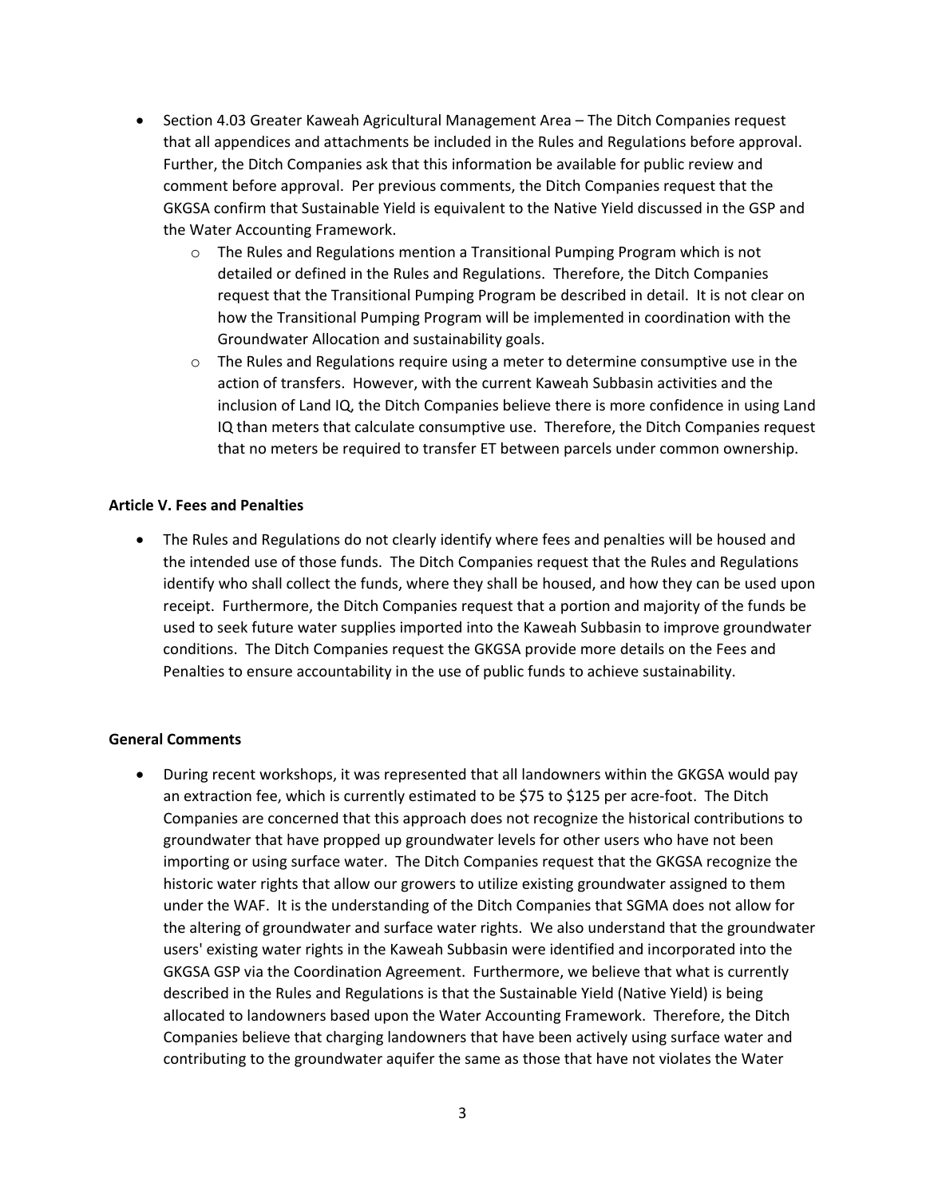- Section 4.03 Greater Kaweah Agricultural Management Area – The Ditch Companies request that all appendices and attachments be included in the Rules and Regulations before approval. Further, the Ditch Companies ask that this information be available for public review and comment before approval. Per previous comments, the Ditch Companies request that the GKGSA confirm that Sustainable Yield is equivalent to the Native Yield discussed in the GSP and the Water Accounting Framework.
  - The Rules and Regulations mention a Transitional Pumping Program which is not detailed or defined in the Rules and Regulations. Therefore, the Ditch Companies request that the Transitional Pumping Program be described in detail. It is not clear on how the Transitional Pumping Program will be implemented in coordination with the Groundwater Allocation and sustainability goals.
  - The Rules and Regulations require using a meter to determine consumptive use in the action of transfers. However, with the current Kaweah Subbasin activities and the inclusion of Land IQ, the Ditch Companies believe there is more confidence in using Land IQ than meters that calculate consumptive use. Therefore, the Ditch Companies request that no meters be required to transfer ET between parcels under common ownership.

**Article V. Fees and Penalties**

- The Rules and Regulations do not clearly identify where fees and penalties will be housed and the intended use of those funds. The Ditch Companies request that the Rules and Regulations identify who shall collect the funds, where they shall be housed, and how they can be used upon receipt. Furthermore, the Ditch Companies request that a portion and majority of the funds be used to seek future water supplies imported into the Kaweah Subbasin to improve groundwater conditions. The Ditch Companies request the GKGSA provide more details on the Fees and Penalties to ensure accountability in the use of public funds to achieve sustainability.

**General Comments**

- During recent workshops, it was represented that all landowners within the GKGSA would pay an extraction fee, which is currently estimated to be $75 to $125 per acre-foot. The Ditch Companies are concerned that this approach does not recognize the historical contributions to groundwater that have propped up groundwater levels for other users who have not been importing or using surface water. The Ditch Companies request that the GKGSA recognize the historic water rights that allow our growers to utilize existing groundwater assigned to them under the WAF. It is the understanding of the Ditch Companies that SGMA does not allow for the altering of groundwater and surface water rights. We also understand that the groundwater users' existing water rights in the Kaweah Subbasin were identified and incorporated into the GKGSA GSP via the Coordination Agreement. Furthermore, we believe that what is currently described in the Rules and Regulations is that the Sustainable Yield (Native Yield) is being allocated to landowners based upon the Water Accounting Framework. Therefore, the Ditch Companies believe that charging landowners that have been actively using surface water and contributing to the groundwater aquifer the same as those that have not violates the Water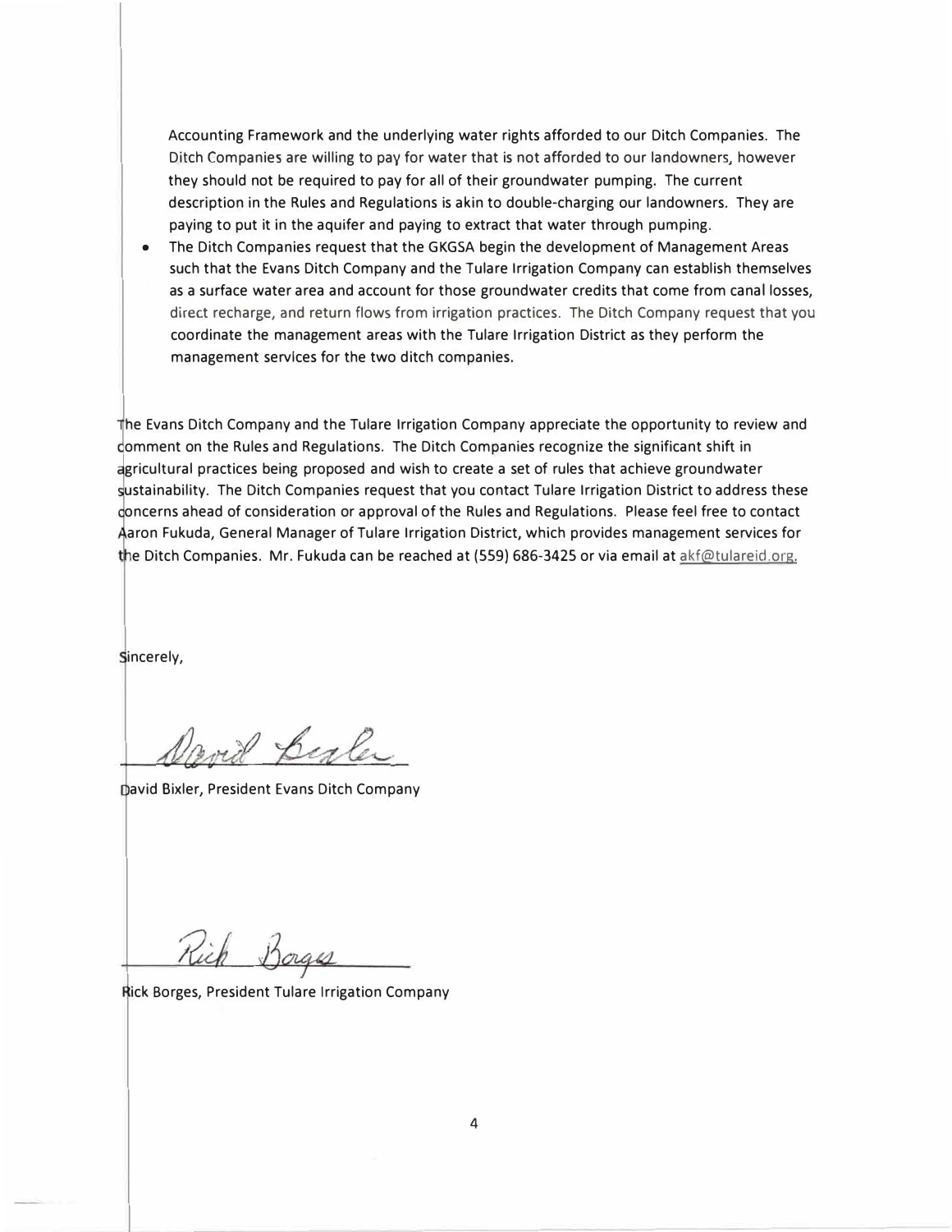Accounting Framework and the underlying water rights afforded to our Ditch Companies. The Ditch Companies are willing to pay for water that is not afforded to our landowners, however they should not be required to pay for all of their groundwater pumping. The current description in the Rules and Regulations is akin to double-charging our landowners. They are paying to put it in the aquifer and paying to extract that water through pumping.

- The Ditch Companies request that the GKGSA begin the development of Management Areas such that the Evans Ditch Company and the Tulare Irrigation Company can establish themselves as a surface water area and account for those groundwater credits that come from canal losses, direct recharge, and return flows from irrigation practices. The Ditch Company request that you coordinate the management areas with the Tulare Irrigation District as they perform the management services for the two ditch companies.

The Evans Ditch Company and the Tulare Irrigation Company appreciate the opportunity to review and comment on the Rules and Regulations. The Ditch Companies recognize the significant shift in agricultural practices being proposed and wish to create a set of rules that achieve groundwater sustainability. The Ditch Companies request that you contact Tulare Irrigation District to address these concerns ahead of consideration or approval of the Rules and Regulations. Please feel free to contact Aaron Fukuda, General Manager of Tulare Irrigation District, which provides management services for the Ditch Companies. Mr. Fukuda can be reached at (559) 686-3425 or via email at akf@tulareid.org.

Sincerely,

David Bixler

David Bixler, President Evans Ditch Company

Rick Borges

Rick Borges, President Tulare Irrigation Company